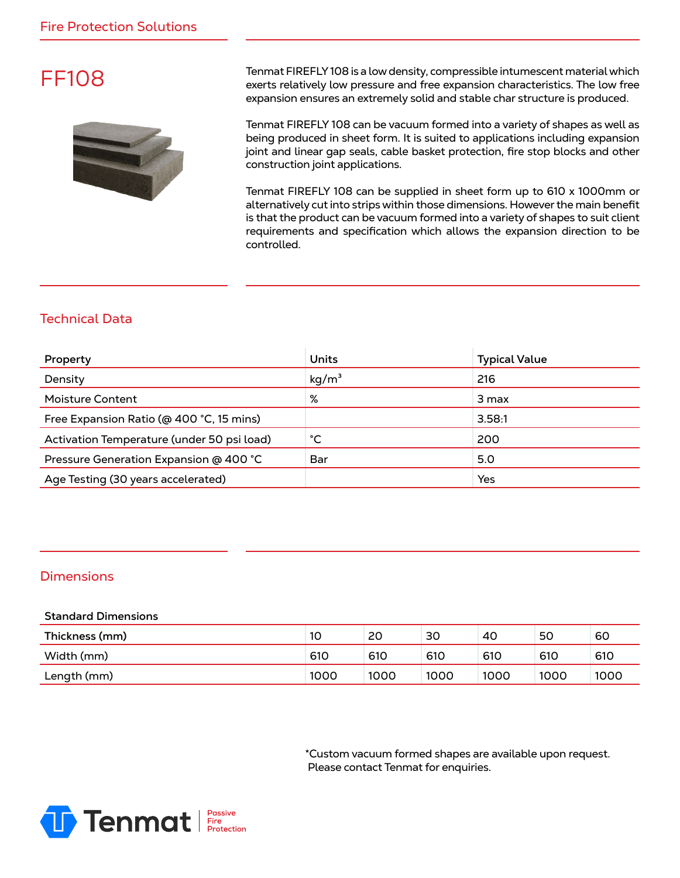Fire Protection Solutions

# FF108

Tenmat FIREFLY 108 is a low density, compressible intumescent material which exerts relatively low pressure and free expansion characteristics. The low free expansion ensures an extremely solid and stable char structure is produced.

Tenmat FIREFLY 108 can be vacuum formed into a variety of shapes as well as being produced in sheet form. It is suited to applications including expansion joint and linear gap seals, cable basket protection, fire stop blocks and other construction joint applications.

Tenmat FIREFLY 108 can be supplied in sheet form up to 610 x 1000mm or alternatively cut into strips within those dimensions. However the main benefit is that the product can be vacuum formed into a variety of shapes to suit client requirements and specification which allows the expansion direction to be controlled.

## Technical Data

| Property | Units | Typical Value |
|---|---|---|
| Density | kg/m$^3$ | 216 |
| Moisture Content | % | 3 max |
| Free Expansion Ratio (@ 400 °C, 15 mins) | | 3.58:1 |
| Activation Temperature (under 50 psi load) | °C | 200 |
| Pressure Generation Expansion @ 400 °C | Bar | 5.0 |
| Age Testing (30 years accelerated) | | Yes |

## Dimensions

**Standard Dimensions**

| Thickness (mm) | 10 | 20 | 30 | 40 | 50 | 60 |
|---|---|---|---|---|---|---|
| Width (mm) | 610 | 610 | 610 | 610 | 610 | 610 |
| Length (mm) | 1000 | 1000 | 1000 | 1000 | 1000 | 1000 |

*Custom vacuum formed shapes are available upon request. Please contact Tenmat for enquiries.

Tenmat | Passive Fire Protection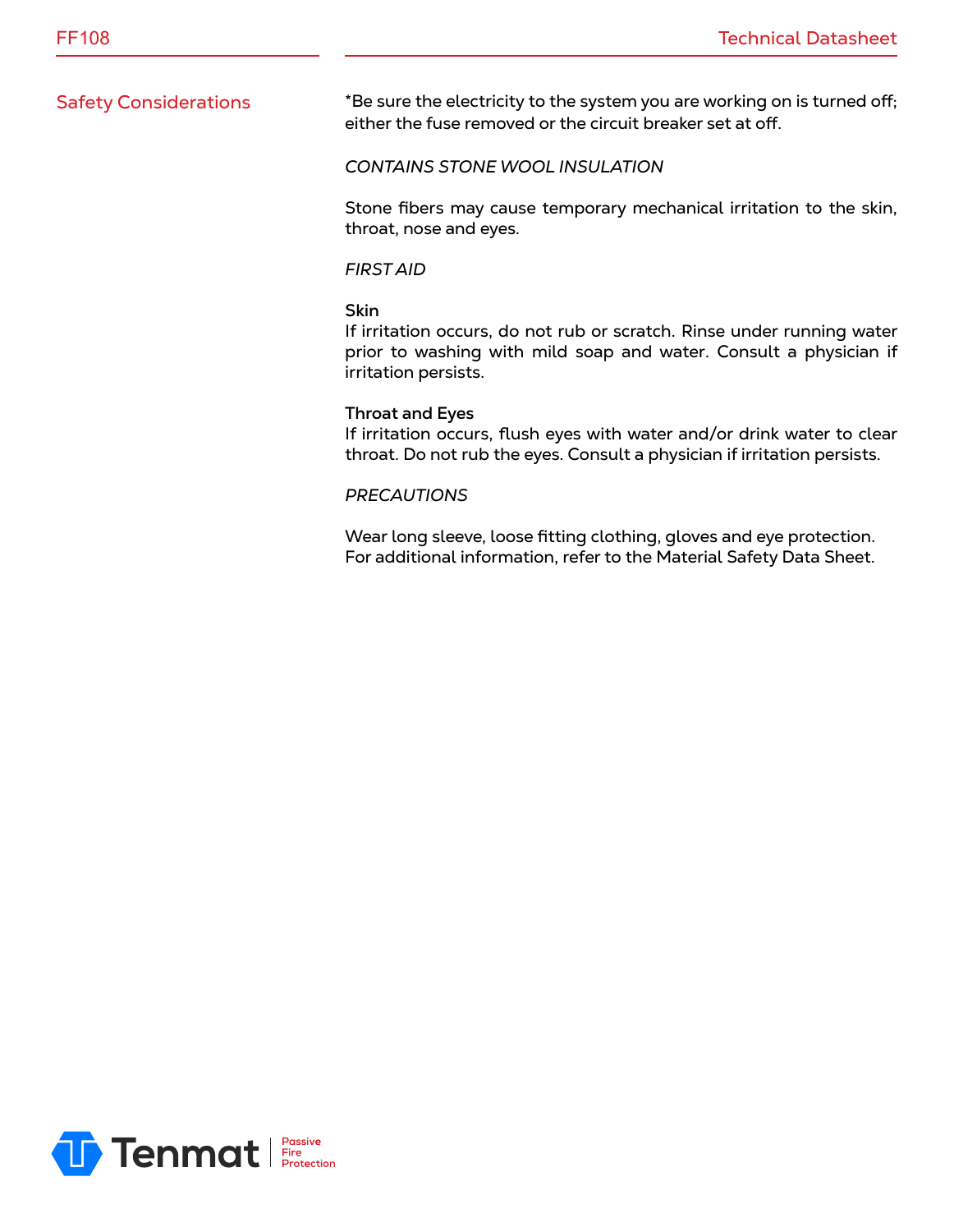## Safety Considerations

*Be sure the electricity to the system you are working on is turned off; either the fuse removed or the circuit breaker set at off.

*CONTAINS STONE WOOL INSULATION*

Stone fibers may cause temporary mechanical irritation to the skin, throat, nose and eyes.

*FIRST AID*

**Skin**
If irritation occurs, do not rub or scratch. Rinse under running water prior to washing with mild soap and water. Consult a physician if irritation persists.

**Throat and Eyes**
If irritation occurs, flush eyes with water and/or drink water to clear throat. Do not rub the eyes. Consult a physician if irritation persists.

*PRECAUTIONS*

Wear long sleeve, loose fitting clothing, gloves and eye protection. For additional information, refer to the Material Safety Data Sheet.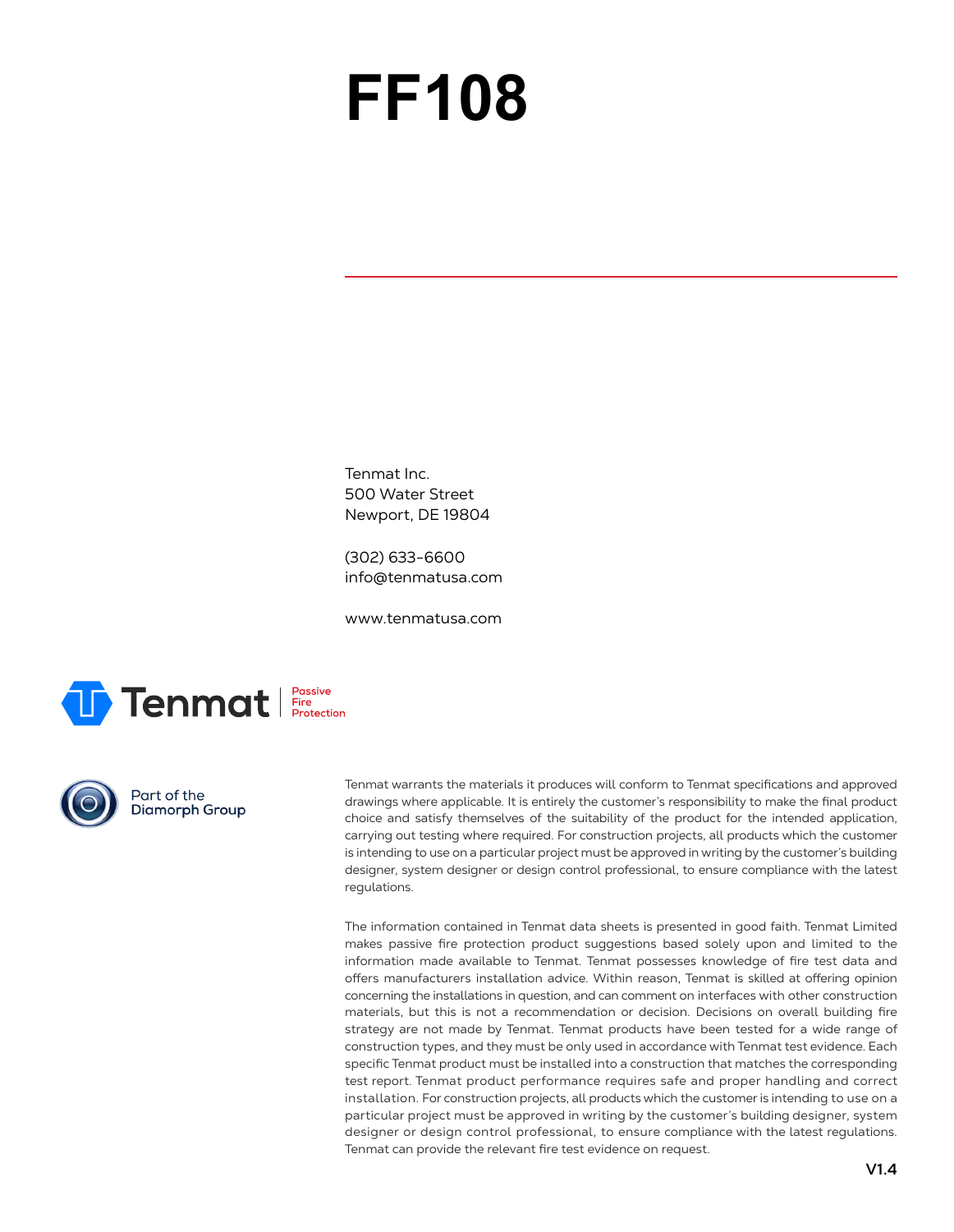# FF108

Tenmat Inc.
500 Water Street
Newport, DE 19804

(302) 633-6600
info@tenmatusa.com

www.tenmatusa.com

Tenmat | Passive Fire Protection

Part of the Diamorph Group

Tenmat warrants the materials it produces will conform to Tenmat specifications and approved drawings where applicable. It is entirely the customer's responsibility to make the final product choice and satisfy themselves of the suitability of the product for the intended application, carrying out testing where required. For construction projects, all products which the customer is intending to use on a particular project must be approved in writing by the customer's building designer, system designer or design control professional, to ensure compliance with the latest regulations.

The information contained in Tenmat data sheets is presented in good faith. Tenmat Limited makes passive fire protection product suggestions based solely upon and limited to the information made available to Tenmat. Tenmat possesses knowledge of fire test data and offers manufacturers installation advice. Within reason, Tenmat is skilled at offering opinion concerning the installations in question, and can comment on interfaces with other construction materials, but this is not a recommendation or decision. Decisions on overall building fire strategy are not made by Tenmat. Tenmat products have been tested for a wide range of construction types, and they must be only used in accordance with Tenmat test evidence. Each specific Tenmat product must be installed into a construction that matches the corresponding test report. Tenmat product performance requires safe and proper handling and correct installation. For construction projects, all products which the customer is intending to use on a particular project must be approved in writing by the customer's building designer, system designer or design control professional, to ensure compliance with the latest regulations. Tenmat can provide the relevant fire test evidence on request.

V1.4